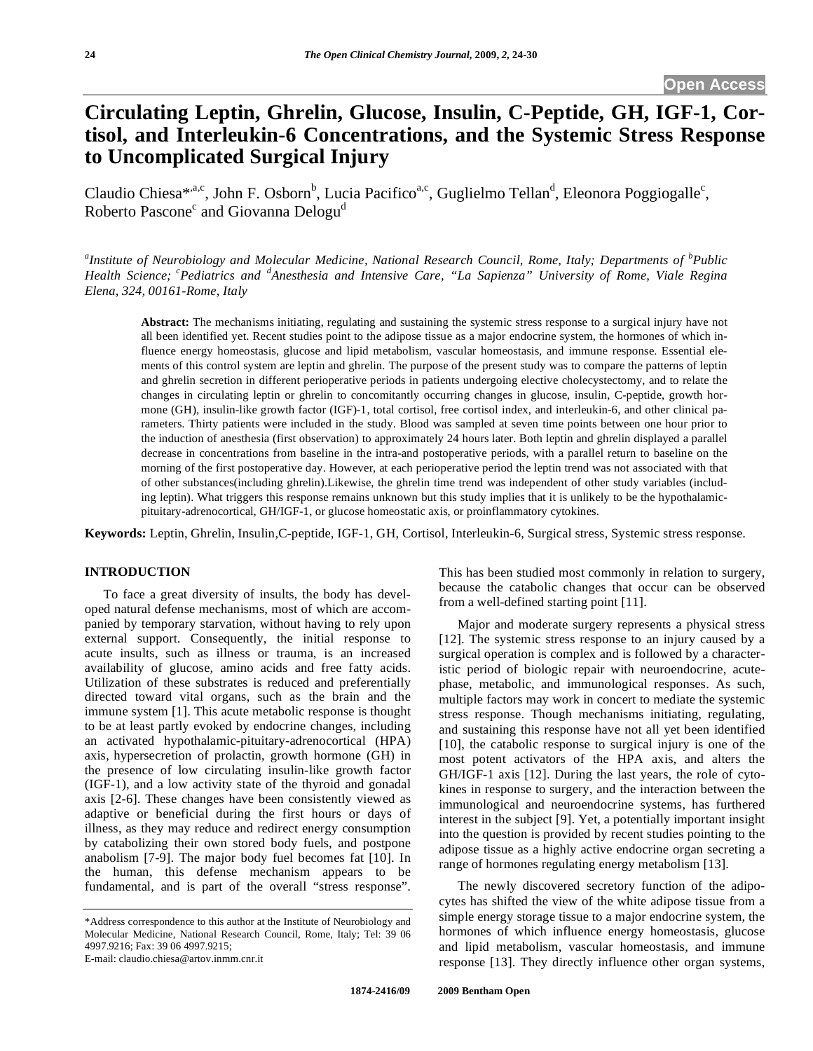# Circulating Leptin, Ghrelin, Glucose, Insulin, C-Peptide, GH, IGF-1, Cortisol, and Interleukin-6 Concentrations, and the Systemic Stress Response to Uncomplicated Surgical Injury

Claudio Chiesa*[,a,c], John F. Osborn[b], Lucia Pacifico[a,c], Guglielmo Tellan[d], Eleonora Poggiogalle[c], Roberto Pascone[c] and Giovanna Delogu[d]

*[a]Institute of Neurobiology and Molecular Medicine, National Research Council, Rome, Italy; Departments of [b]Public Health Science; [c]Pediatrics and [d]Anesthesia and Intensive Care, "La Sapienza" University of Rome, Viale Regina Elena, 324, 00161-Rome, Italy*

**Abstract:** The mechanisms initiating, regulating and sustaining the systemic stress response to a surgical injury have not all been identified yet. Recent studies point to the adipose tissue as a major endocrine system, the hormones of which influence energy homeostasis, glucose and lipid metabolism, vascular homeostasis, and immune response. Essential elements of this control system are leptin and ghrelin. The purpose of the present study was to compare the patterns of leptin and ghrelin secretion in different perioperative periods in patients undergoing elective cholecystectomy, and to relate the changes in circulating leptin or ghrelin to concomitantly occurring changes in glucose, insulin, C-peptide, growth hormone (GH), insulin-like growth factor (IGF)-1, total cortisol, free cortisol index, and interleukin-6, and other clinical parameters. Thirty patients were included in the study. Blood was sampled at seven time points between one hour prior to the induction of anesthesia (first observation) to approximately 24 hours later. Both leptin and ghrelin displayed a parallel decrease in concentrations from baseline in the intra-and postoperative periods, with a parallel return to baseline on the morning of the first postoperative day. However, at each perioperative period the leptin trend was not associated with that of other substances(including ghrelin).Likewise, the ghrelin time trend was independent of other study variables (including leptin). What triggers this response remains unknown but this study implies that it is unlikely to be the hypothalamic-pituitary-adrenocortical, GH/IGF-1, or glucose homeostatic axis, or proinflammatory cytokines.

**Keywords:** Leptin, Ghrelin, Insulin,C-peptide, IGF-1, GH, Cortisol, Interleukin-6, Surgical stress, Systemic stress response.

## INTRODUCTION

To face a great diversity of insults, the body has developed natural defense mechanisms, most of which are accompanied by temporary starvation, without having to rely upon external support. Consequently, the initial response to acute insults, such as illness or trauma, is an increased availability of glucose, amino acids and free fatty acids. Utilization of these substrates is reduced and preferentially directed toward vital organs, such as the brain and the immune system [1]. This acute metabolic response is thought to be at least partly evoked by endocrine changes, including an activated hypothalamic-pituitary-adrenocortical (HPA) axis, hypersecretion of prolactin, growth hormone (GH) in the presence of low circulating insulin-like growth factor (IGF-1), and a low activity state of the thyroid and gonadal axis [2-6]. These changes have been consistently viewed as adaptive or beneficial during the first hours or days of illness, as they may reduce and redirect energy consumption by catabolizing their own stored body fuels, and postpone anabolism [7-9]. The major body fuel becomes fat [10]. In the human, this defense mechanism appears to be fundamental, and is part of the overall "stress response". This has been studied most commonly in relation to surgery, because the catabolic changes that occur can be observed from a well-defined starting point [11].

Major and moderate surgery represents a physical stress [12]. The systemic stress response to an injury caused by a surgical operation is complex and is followed by a characteristic period of biologic repair with neuroendocrine, acute-phase, metabolic, and immunological responses. As such, multiple factors may work in concert to mediate the systemic stress response. Though mechanisms initiating, regulating, and sustaining this response have not all yet been identified [10], the catabolic response to surgical injury is one of the most potent activators of the HPA axis, and alters the GH/IGF-1 axis [12]. During the last years, the role of cytokines in response to surgery, and the interaction between the immunological and neuroendocrine systems, has furthered interest in the subject [9]. Yet, a potentially important insight into the question is provided by recent studies pointing to the adipose tissue as a highly active endocrine organ secreting a range of hormones regulating energy metabolism [13].

The newly discovered secretory function of the adipocytes has shifted the view of the white adipose tissue from a simple energy storage tissue to a major endocrine system, the hormones of which influence energy homeostasis, glucose and lipid metabolism, vascular homeostasis, and immune response [13]. They directly influence other organ systems,

\*Address correspondence to this author at the Institute of Neurobiology and Molecular Medicine, National Research Council, Rome, Italy; Tel: 39 06 4997.9216; Fax: 39 06 4997.9215;
E-mail: claudio.chiesa@artov.inmm.cnr.it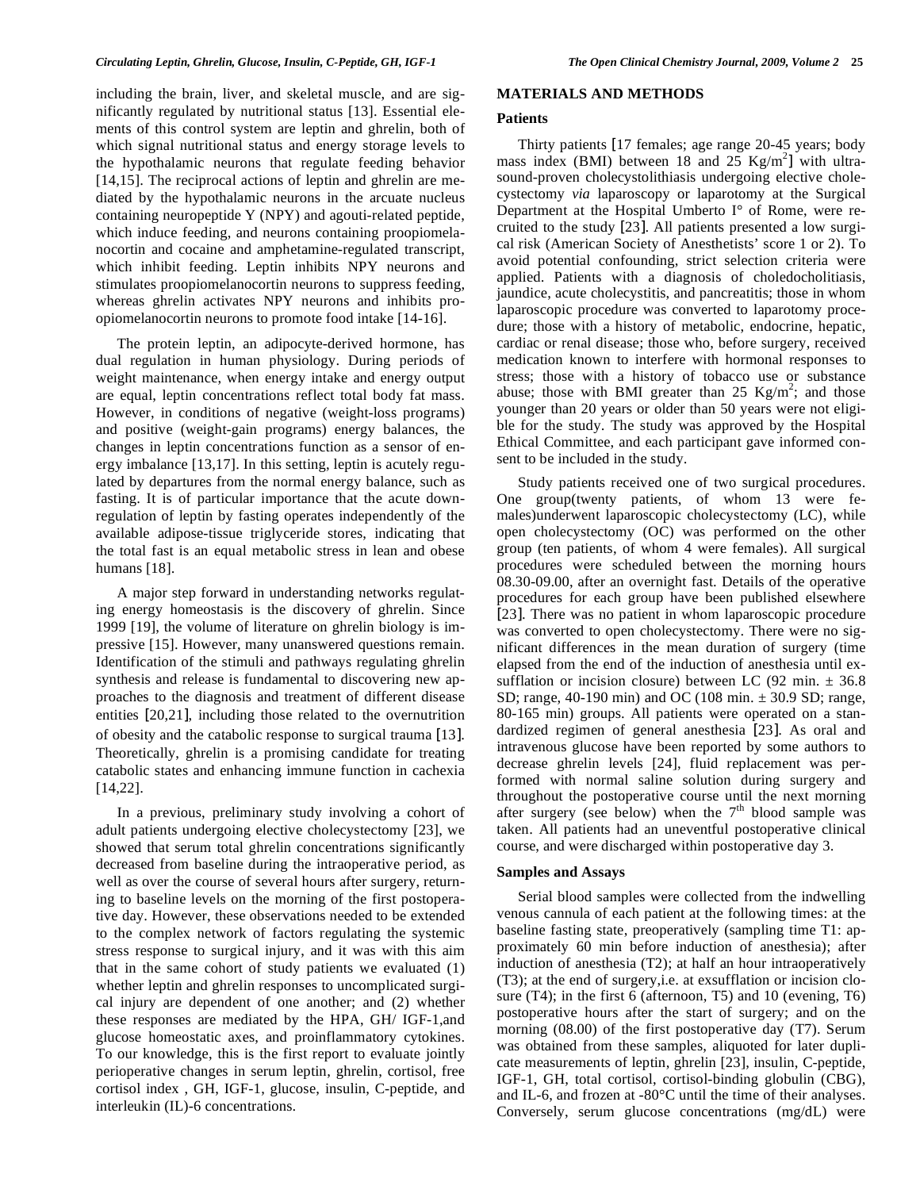including the brain, liver, and skeletal muscle, and are significantly regulated by nutritional status [13]. Essential elements of this control system are leptin and ghrelin, both of which signal nutritional status and energy storage levels to the hypothalamic neurons that regulate feeding behavior [14,15]. The reciprocal actions of leptin and ghrelin are mediated by the hypothalamic neurons in the arcuate nucleus containing neuropeptide Y (NPY) and agouti-related peptide, which induce feeding, and neurons containing proopiomelanocortin and cocaine and amphetamine-regulated transcript, which inhibit feeding. Leptin inhibits NPY neurons and stimulates proopiomelanocortin neurons to suppress feeding, whereas ghrelin activates NPY neurons and inhibits proopiomelanocortin neurons to promote food intake [14-16].

The protein leptin, an adipocyte-derived hormone, has dual regulation in human physiology. During periods of weight maintenance, when energy intake and energy output are equal, leptin concentrations reflect total body fat mass. However, in conditions of negative (weight-loss programs) and positive (weight-gain programs) energy balances, the changes in leptin concentrations function as a sensor of energy imbalance [13,17]. In this setting, leptin is acutely regulated by departures from the normal energy balance, such as fasting. It is of particular importance that the acute downregulation of leptin by fasting operates independently of the available adipose-tissue triglyceride stores, indicating that the total fast is an equal metabolic stress in lean and obese humans [18].

A major step forward in understanding networks regulating energy homeostasis is the discovery of ghrelin. Since 1999 [19], the volume of literature on ghrelin biology is impressive [15]. However, many unanswered questions remain. Identification of the stimuli and pathways regulating ghrelin synthesis and release is fundamental to discovering new approaches to the diagnosis and treatment of different disease entities [20,21], including those related to the overnutrition of obesity and the catabolic response to surgical trauma [13]. Theoretically, ghrelin is a promising candidate for treating catabolic states and enhancing immune function in cachexia [14,22].

In a previous, preliminary study involving a cohort of adult patients undergoing elective cholecystectomy [23], we showed that serum total ghrelin concentrations significantly decreased from baseline during the intraoperative period, as well as over the course of several hours after surgery, returning to baseline levels on the morning of the first postoperative day. However, these observations needed to be extended to the complex network of factors regulating the systemic stress response to surgical injury, and it was with this aim that in the same cohort of study patients we evaluated (1) whether leptin and ghrelin responses to uncomplicated surgical injury are dependent of one another; and (2) whether these responses are mediated by the HPA, GH/ IGF-1,and glucose homeostatic axes, and proinflammatory cytokines. To our knowledge, this is the first report to evaluate jointly perioperative changes in serum leptin, ghrelin, cortisol, free cortisol index , GH, IGF-1, glucose, insulin, C-peptide, and interleukin (IL)-6 concentrations.

## MATERIALS AND METHODS

### Patients

Thirty patients [17 females; age range 20-45 years; body mass index (BMI) between 18 and 25 $Kg/m^2$] with ultrasound-proven cholecystolithiasis undergoing elective cholecystectomy *via* laparoscopy or laparotomy at the Surgical Department at the Hospital Umberto I° of Rome, were recruited to the study [23]. All patients presented a low surgical risk (American Society of Anesthetists' score 1 or 2). To avoid potential confounding, strict selection criteria were applied. Patients with a diagnosis of choledocholitiasis, jaundice, acute cholecystitis, and pancreatitis; those in whom laparoscopic procedure was converted to laparotomy procedure; those with a history of metabolic, endocrine, hepatic, cardiac or renal disease; those who, before surgery, received medication known to interfere with hormonal responses to stress; those with a history of tobacco use or substance abuse; those with BMI greater than 25 $Kg/m^2$; and those younger than 20 years or older than 50 years were not eligible for the study. The study was approved by the Hospital Ethical Committee, and each participant gave informed consent to be included in the study.

Study patients received one of two surgical procedures. One group(twenty patients, of whom 13 were females)underwent laparoscopic cholecystectomy (LC), while open cholecystectomy (OC) was performed on the other group (ten patients, of whom 4 were females). All surgical procedures were scheduled between the morning hours 08.30-09.00, after an overnight fast. Details of the operative procedures for each group have been published elsewhere [23]. There was no patient in whom laparoscopic procedure was converted to open cholecystectomy. There were no significant differences in the mean duration of surgery (time elapsed from the end of the induction of anesthesia until exsufflation or incision closure) between LC (92 min. ± 36.8 SD; range, 40-190 min) and OC (108 min. ± 30.9 SD; range, 80-165 min) groups. All patients were operated on a standardized regimen of general anesthesia [23]. As oral and intravenous glucose have been reported by some authors to decrease ghrelin levels [24], fluid replacement was performed with normal saline solution during surgery and throughout the postoperative course until the next morning after surgery (see below) when the $7^{th}$ blood sample was taken. All patients had an uneventful postoperative clinical course, and were discharged within postoperative day 3.

### Samples and Assays

Serial blood samples were collected from the indwelling venous cannula of each patient at the following times: at the baseline fasting state, preoperatively (sampling time T1: approximately 60 min before induction of anesthesia); after induction of anesthesia (T2); at half an hour intraoperatively (T3); at the end of surgery,i.e. at exsufflation or incision closure (T4); in the first 6 (afternoon, T5) and 10 (evening, T6) postoperative hours after the start of surgery; and on the morning (08.00) of the first postoperative day (T7). Serum was obtained from these samples, aliquoted for later duplicate measurements of leptin, ghrelin [23], insulin, C-peptide, IGF-1, GH, total cortisol, cortisol-binding globulin (CBG), and IL-6, and frozen at -80°C until the time of their analyses. Conversely, serum glucose concentrations (mg/dL) were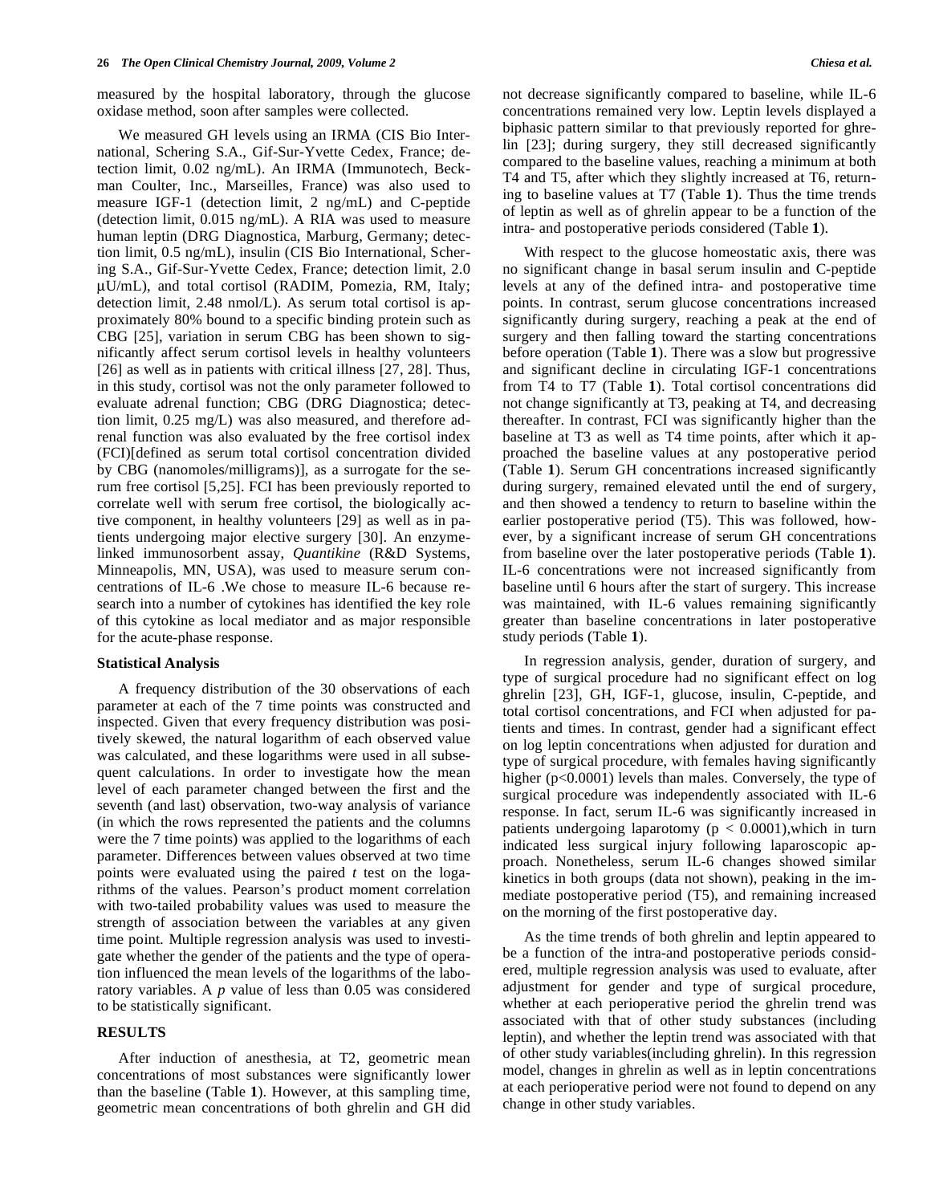measured by the hospital laboratory, through the glucose oxidase method, soon after samples were collected.

We measured GH levels using an IRMA (CIS Bio International, Schering S.A., Gif-Sur-Yvette Cedex, France; detection limit, 0.02 ng/mL). An IRMA (Immunotech, Beckman Coulter, Inc., Marseilles, France) was also used to measure IGF-1 (detection limit, 2 ng/mL) and C-peptide (detection limit, 0.015 ng/mL). A RIA was used to measure human leptin (DRG Diagnostica, Marburg, Germany; detection limit, 0.5 ng/mL), insulin (CIS Bio International, Schering S.A., Gif-Sur-Yvette Cedex, France; detection limit, 2.0 μU/mL), and total cortisol (RADIM, Pomezia, RM, Italy; detection limit, 2.48 nmol/L). As serum total cortisol is approximately 80% bound to a specific binding protein such as CBG [25], variation in serum CBG has been shown to significantly affect serum cortisol levels in healthy volunteers [26] as well as in patients with critical illness [27, 28]. Thus, in this study, cortisol was not the only parameter followed to evaluate adrenal function; CBG (DRG Diagnostica; detection limit, 0.25 mg/L) was also measured, and therefore adrenal function was also evaluated by the free cortisol index (FCI)[defined as serum total cortisol concentration divided by CBG (nanomoles/milligrams)], as a surrogate for the serum free cortisol [5,25]. FCI has been previously reported to correlate well with serum free cortisol, the biologically active component, in healthy volunteers [29] as well as in patients undergoing major elective surgery [30]. An enzyme-linked immunosorbent assay, *Quantikine* (R&D Systems, Minneapolis, MN, USA), was used to measure serum concentrations of IL-6 .We chose to measure IL-6 because research into a number of cytokines has identified the key role of this cytokine as local mediator and as major responsible for the acute-phase response.

### Statistical Analysis

A frequency distribution of the 30 observations of each parameter at each of the 7 time points was constructed and inspected. Given that every frequency distribution was positively skewed, the natural logarithm of each observed value was calculated, and these logarithms were used in all subsequent calculations. In order to investigate how the mean level of each parameter changed between the first and the seventh (and last) observation, two-way analysis of variance (in which the rows represented the patients and the columns were the 7 time points) was applied to the logarithms of each parameter. Differences between values observed at two time points were evaluated using the paired *t* test on the logarithms of the values. Pearson's product moment correlation with two-tailed probability values was used to measure the strength of association between the variables at any given time point. Multiple regression analysis was used to investigate whether the gender of the patients and the type of operation influenced the mean levels of the logarithms of the laboratory variables. A *p* value of less than 0.05 was considered to be statistically significant.

## RESULTS

After induction of anesthesia, at T2, geometric mean concentrations of most substances were significantly lower than the baseline (Table **1**). However, at this sampling time, geometric mean concentrations of both ghrelin and GH did not decrease significantly compared to baseline, while IL-6 concentrations remained very low. Leptin levels displayed a biphasic pattern similar to that previously reported for ghrelin [23]; during surgery, they still decreased significantly compared to the baseline values, reaching a minimum at both T4 and T5, after which they slightly increased at T6, returning to baseline values at T7 (Table **1**). Thus the time trends of leptin as well as of ghrelin appear to be a function of the intra- and postoperative periods considered (Table **1**).

With respect to the glucose homeostatic axis, there was no significant change in basal serum insulin and C-peptide levels at any of the defined intra- and postoperative time points. In contrast, serum glucose concentrations increased significantly during surgery, reaching a peak at the end of surgery and then falling toward the starting concentrations before operation (Table **1**). There was a slow but progressive and significant decline in circulating IGF-1 concentrations from T4 to T7 (Table **1**). Total cortisol concentrations did not change significantly at T3, peaking at T4, and decreasing thereafter. In contrast, FCI was significantly higher than the baseline at T3 as well as T4 time points, after which it approached the baseline values at any postoperative period (Table **1**). Serum GH concentrations increased significantly during surgery, remained elevated until the end of surgery, and then showed a tendency to return to baseline within the earlier postoperative period (T5). This was followed, however, by a significant increase of serum GH concentrations from baseline over the later postoperative periods (Table **1**). IL-6 concentrations were not increased significantly from baseline until 6 hours after the start of surgery. This increase was maintained, with IL-6 values remaining significantly greater than baseline concentrations in later postoperative study periods (Table **1**).

In regression analysis, gender, duration of surgery, and type of surgical procedure had no significant effect on log ghrelin [23], GH, IGF-1, glucose, insulin, C-peptide, and total cortisol concentrations, and FCI when adjusted for patients and times. In contrast, gender had a significant effect on log leptin concentrations when adjusted for duration and type of surgical procedure, with females having significantly higher ($p<0.0001$) levels than males. Conversely, the type of surgical procedure was independently associated with IL-6 response. In fact, serum IL-6 was significantly increased in patients undergoing laparotomy ($p < 0.0001$),which in turn indicated less surgical injury following laparoscopic approach. Nonetheless, serum IL-6 changes showed similar kinetics in both groups (data not shown), peaking in the immediate postoperative period (T5), and remaining increased on the morning of the first postoperative day.

As the time trends of both ghrelin and leptin appeared to be a function of the intra-and postoperative periods considered, multiple regression analysis was used to evaluate, after adjustment for gender and type of surgical procedure, whether at each perioperative period the ghrelin trend was associated with that of other study substances (including leptin), and whether the leptin trend was associated with that of other study variables(including ghrelin). In this regression model, changes in ghrelin as well as in leptin concentrations at each perioperative period were not found to depend on any change in other study variables.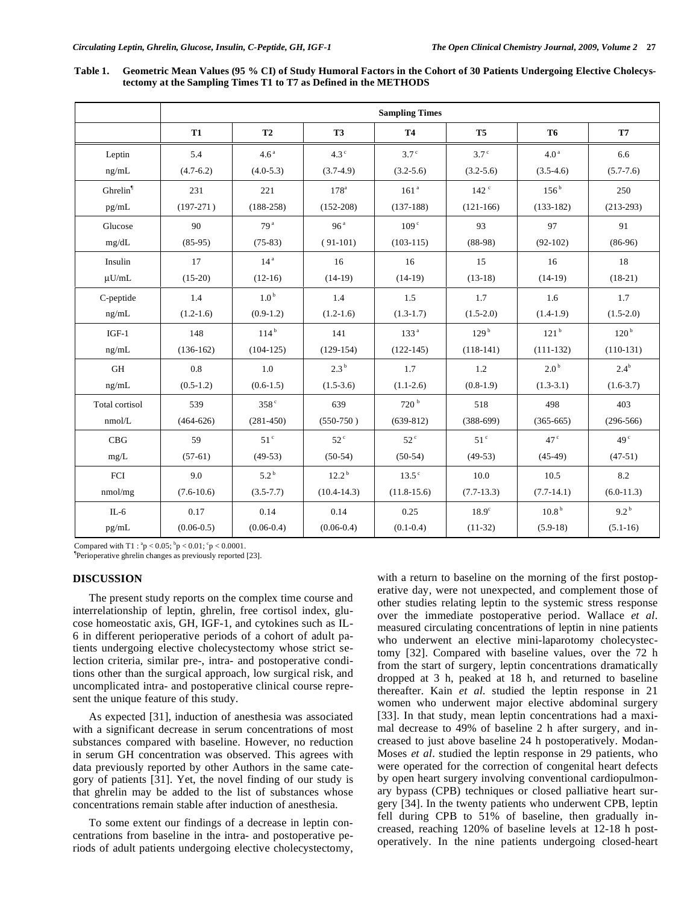**Table 1. Geometric Mean Values (95 % CI) of Study Humoral Factors in the Cohort of 30 Patients Undergoing Elective Cholecystectomy at the Sampling Times T1 to T7 as Defined in the METHODS**

| | Sampling Times | | | | | | |
|---|---|---|---|---|---|---|---|
| | **T1** | **T2** | **T3** | **T4** | **T5** | **T6** | **T7** |
| Leptin ng/mL | 5.4 (4.7-6.2) | 4.6 [a] (4.0-5.3) | 4.3 [c] (3.7-4.9) | 3.7 [c] (3.2-5.6) | 3.7 [c] (3.2-5.6) | 4.0 [a] (3.5-4.6) | 6.6 (5.7-7.6) |
| Ghrelin[¶] pg/mL | 231 (197-271) | 221 (188-258) | 178 [a] (152-208) | 161 [a] (137-188) | 142 [c] (121-166) | 156 [b] (133-182) | 250 (213-293) |
| Glucose mg/dL | 90 (85-95) | 79 [a] (75-83) | 96 [a] (91-101) | 109 [c] (103-115) | 93 (88-98) | 97 (92-102) | 91 (86-96) |
| Insulin μU/mL | 17 (15-20) | 14 [a] (12-16) | 16 (14-19) | 16 (14-19) | 15 (13-18) | 16 (14-19) | 18 (18-21) |
| C-peptide ng/mL | 1.4 (1.2-1.6) | 1.0 [b] (0.9-1.2) | 1.4 (1.2-1.6) | 1.5 (1.3-1.7) | 1.7 (1.5-2.0) | 1.6 (1.4-1.9) | 1.7 (1.5-2.0) |
| IGF-1 ng/mL | 148 (136-162) | 114 [b] (104-125) | 141 (129-154) | 133 [a] (122-145) | 129 [b] (118-141) | 121 [b] (111-132) | 120 [b] (110-131) |
| GH ng/mL | 0.8 (0.5-1.2) | 1.0 (0.6-1.5) | 2.3 [b] (1.5-3.6) | 1.7 (1.1-2.6) | 1.2 (0.8-1.9) | 2.0 [b] (1.3-3.1) | 2.4 [b] (1.6-3.7) |
| Total cortisol nmol/L | 539 (464-626) | 358 [c] (281-450) | 639 (550-750) | 720 [b] (639-812) | 518 (388-699) | 498 (365-665) | 403 (296-566) |
| CBG mg/L | 59 (57-61) | 51 [c] (49-53) | 52 [c] (50-54) | 52 [c] (50-54) | 51 [c] (49-53) | 47 [c] (45-49) | 49 [c] (47-51) |
| FCI nmol/mg | 9.0 (7.6-10.6) | 5.2 [b] (3.5-7.7) | 12.2 [b] (10.4-14.3) | 13.5 [c] (11.8-15.6) | 10.0 (7.7-13.3) | 10.5 (7.7-14.1) | 8.2 (6.0-11.3) |
| IL-6 pg/mL | 0.17 (0.06-0.5) | 0.14 (0.06-0.4) | 0.14 (0.06-0.4) | 0.25 (0.1-0.4) | 18.9 [c] (11-32) | 10.8 [b] (5.9-18) | 9.2 [b] (5.1-16) |

Compared with T1 : [a] $p < 0.05$; [b] $p < 0.01$; [c] $p < 0.0001$.
[¶] Perioperative ghrelin changes as previously reported [23].

## DISCUSSION

The present study reports on the complex time course and interrelationship of leptin, ghrelin, free cortisol index, glucose homeostatic axis, GH, IGF-1, and cytokines such as IL-6 in different perioperative periods of a cohort of adult patients undergoing elective cholecystectomy whose strict selection criteria, similar pre-, intra- and postoperative conditions other than the surgical approach, low surgical risk, and uncomplicated intra- and postoperative clinical course represent the unique feature of this study.

As expected [31], induction of anesthesia was associated with a significant decrease in serum concentrations of most substances compared with baseline. However, no reduction in serum GH concentration was observed. This agrees with data previously reported by other Authors in the same category of patients [31]. Yet, the novel finding of our study is that ghrelin may be added to the list of substances whose concentrations remain stable after induction of anesthesia.

To some extent our findings of a decrease in leptin concentrations from baseline in the intra- and postoperative periods of adult patients undergoing elective cholecystectomy, with a return to baseline on the morning of the first postoperative day, were not unexpected, and complement those of other studies relating leptin to the systemic stress response over the immediate postoperative period. Wallace *et al*. measured circulating concentrations of leptin in nine patients who underwent an elective mini-laparotomy cholecystectomy [32]. Compared with baseline values, over the 72 h from the start of surgery, leptin concentrations dramatically dropped at 3 h, peaked at 18 h, and returned to baseline thereafter. Kain *et al.* studied the leptin response in 21 women who underwent major elective abdominal surgery [33]. In that study, mean leptin concentrations had a maximal decrease to 49% of baseline 2 h after surgery, and increased to just above baseline 24 h postoperatively. Modan-Moses *et al*. studied the leptin response in 29 patients, who were operated for the correction of congenital heart defects by open heart surgery involving conventional cardiopulmonary bypass (CPB) techniques or closed palliative heart surgery [34]. In the twenty patients who underwent CPB, leptin fell during CPB to 51% of baseline, then gradually increased, reaching 120% of baseline levels at 12-18 h postoperatively. In the nine patients undergoing closed-heart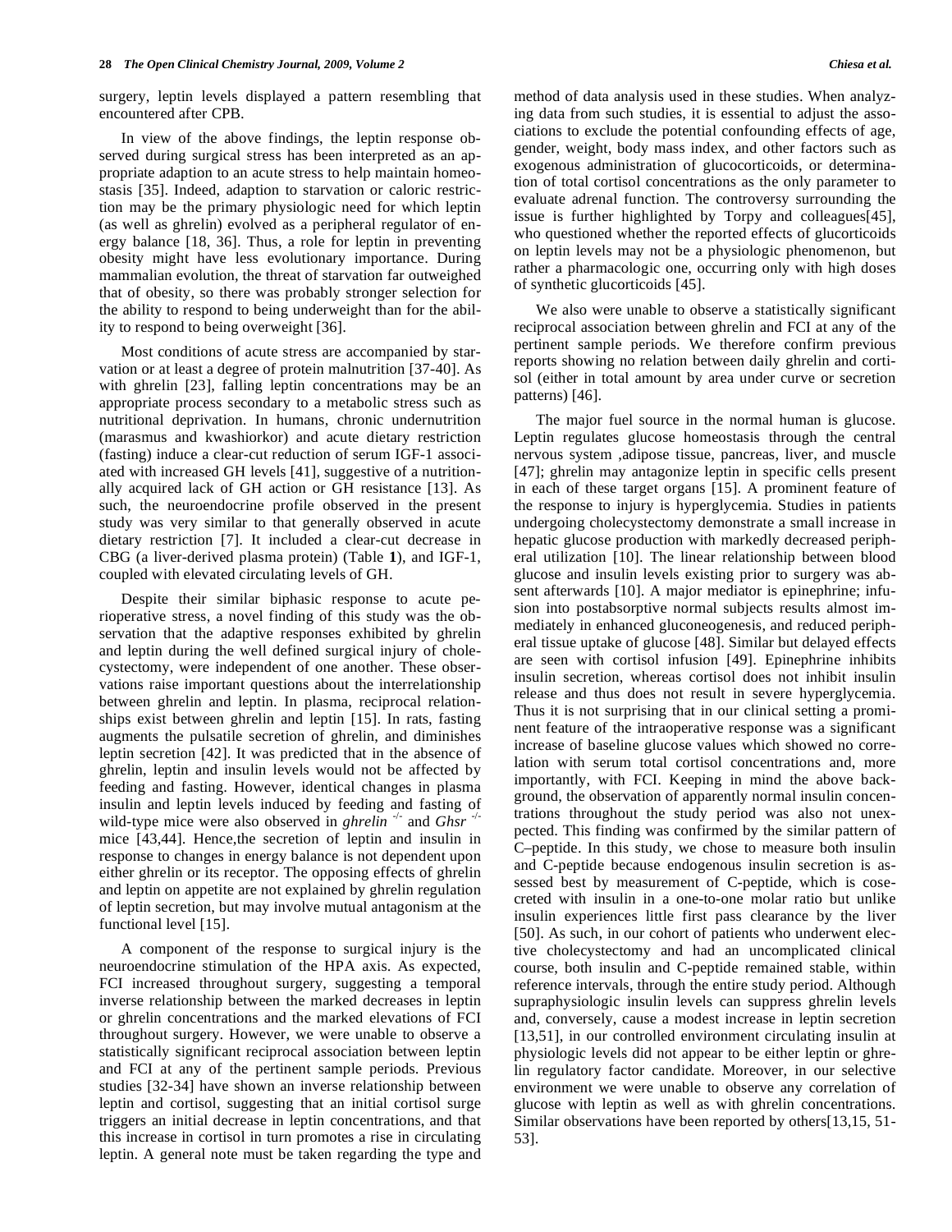surgery, leptin levels displayed a pattern resembling that encountered after CPB.

In view of the above findings, the leptin response observed during surgical stress has been interpreted as an appropriate adaption to an acute stress to help maintain homeostasis [35]. Indeed, adaption to starvation or caloric restriction may be the primary physiologic need for which leptin (as well as ghrelin) evolved as a peripheral regulator of energy balance [18, 36]. Thus, a role for leptin in preventing obesity might have less evolutionary importance. During mammalian evolution, the threat of starvation far outweighed that of obesity, so there was probably stronger selection for the ability to respond to being underweight than for the ability to respond to being overweight [36].

Most conditions of acute stress are accompanied by starvation or at least a degree of protein malnutrition [37-40]. As with ghrelin [23], falling leptin concentrations may be an appropriate process secondary to a metabolic stress such as nutritional deprivation. In humans, chronic undernutrition (marasmus and kwashiorkor) and acute dietary restriction (fasting) induce a clear-cut reduction of serum IGF-1 associated with increased GH levels [41], suggestive of a nutritionally acquired lack of GH action or GH resistance [13]. As such, the neuroendocrine profile observed in the present study was very similar to that generally observed in acute dietary restriction [7]. It included a clear-cut decrease in CBG (a liver-derived plasma protein) (Table **1**), and IGF-1, coupled with elevated circulating levels of GH.

Despite their similar biphasic response to acute perioperative stress, a novel finding of this study was the observation that the adaptive responses exhibited by ghrelin and leptin during the well defined surgical injury of cholecystectomy, were independent of one another. These observations raise important questions about the interrelationship between ghrelin and leptin. In plasma, reciprocal relationships exist between ghrelin and leptin [15]. In rats, fasting augments the pulsatile secretion of ghrelin, and diminishes leptin secretion [42]. It was predicted that in the absence of ghrelin, leptin and insulin levels would not be affected by feeding and fasting. However, identical changes in plasma insulin and leptin levels induced by feeding and fasting of wild-type mice were also observed in *ghrelin* $^{-/-}$ and *Ghsr* $^{-/-}$ mice [43,44]. Hence,the secretion of leptin and insulin in response to changes in energy balance is not dependent upon either ghrelin or its receptor. The opposing effects of ghrelin and leptin on appetite are not explained by ghrelin regulation of leptin secretion, but may involve mutual antagonism at the functional level [15].

A component of the response to surgical injury is the neuroendocrine stimulation of the HPA axis. As expected, FCI increased throughout surgery, suggesting a temporal inverse relationship between the marked decreases in leptin or ghrelin concentrations and the marked elevations of FCI throughout surgery. However, we were unable to observe a statistically significant reciprocal association between leptin and FCI at any of the pertinent sample periods. Previous studies [32-34] have shown an inverse relationship between leptin and cortisol, suggesting that an initial cortisol surge triggers an initial decrease in leptin concentrations, and that this increase in cortisol in turn promotes a rise in circulating leptin. A general note must be taken regarding the type and method of data analysis used in these studies. When analyzing data from such studies, it is essential to adjust the associations to exclude the potential confounding effects of age, gender, weight, body mass index, and other factors such as exogenous administration of glucocorticoids, or determination of total cortisol concentrations as the only parameter to evaluate adrenal function. The controversy surrounding the issue is further highlighted by Torpy and colleagues[45], who questioned whether the reported effects of glucorticoids on leptin levels may not be a physiologic phenomenon, but rather a pharmacologic one, occurring only with high doses of synthetic glucorticoids [45].

We also were unable to observe a statistically significant reciprocal association between ghrelin and FCI at any of the pertinent sample periods. We therefore confirm previous reports showing no relation between daily ghrelin and cortisol (either in total amount by area under curve or secretion patterns) [46].

The major fuel source in the normal human is glucose. Leptin regulates glucose homeostasis through the central nervous system ,adipose tissue, pancreas, liver, and muscle [47]; ghrelin may antagonize leptin in specific cells present in each of these target organs [15]. A prominent feature of the response to injury is hyperglycemia. Studies in patients undergoing cholecystectomy demonstrate a small increase in hepatic glucose production with markedly decreased peripheral utilization [10]. The linear relationship between blood glucose and insulin levels existing prior to surgery was absent afterwards [10]. A major mediator is epinephrine; infusion into postabsorptive normal subjects results almost immediately in enhanced gluconeogenesis, and reduced peripheral tissue uptake of glucose [48]. Similar but delayed effects are seen with cortisol infusion [49]. Epinephrine inhibits insulin secretion, whereas cortisol does not inhibit insulin release and thus does not result in severe hyperglycemia. Thus it is not surprising that in our clinical setting a prominent feature of the intraoperative response was a significant increase of baseline glucose values which showed no correlation with serum total cortisol concentrations and, more importantly, with FCI. Keeping in mind the above background, the observation of apparently normal insulin concentrations throughout the study period was also not unexpected. This finding was confirmed by the similar pattern of C–peptide. In this study, we chose to measure both insulin and C-peptide because endogenous insulin secretion is assessed best by measurement of C-peptide, which is cosecreted with insulin in a one-to-one molar ratio but unlike insulin experiences little first pass clearance by the liver [50]. As such, in our cohort of patients who underwent elective cholecystectomy and had an uncomplicated clinical course, both insulin and C-peptide remained stable, within reference intervals, through the entire study period. Although supraphysiologic insulin levels can suppress ghrelin levels and, conversely, cause a modest increase in leptin secretion [13,51], in our controlled environment circulating insulin at physiologic levels did not appear to be either leptin or ghrelin regulatory factor candidate. Moreover, in our selective environment we were unable to observe any correlation of glucose with leptin as well as with ghrelin concentrations. Similar observations have been reported by others[13,15, 51-53].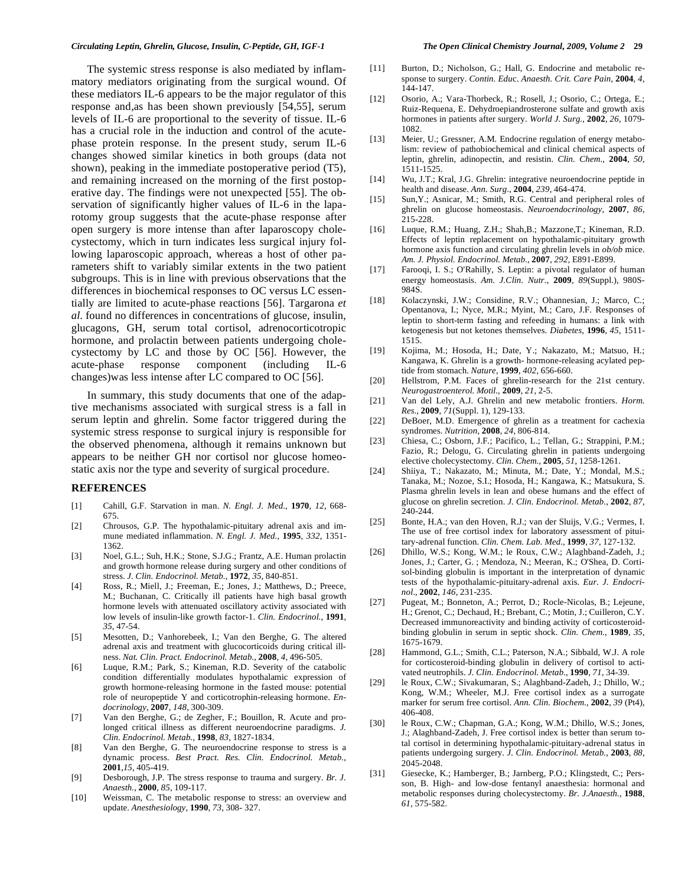The systemic stress response is also mediated by inflammatory mediators originating from the surgical wound. Of these mediators IL-6 appears to be the major regulator of this response and,as has been shown previously [54,55], serum levels of IL-6 are proportional to the severity of tissue. IL-6 has a crucial role in the induction and control of the acute-phase protein response. In the present study, serum IL-6 changes showed similar kinetics in both groups (data not shown), peaking in the immediate postoperative period (T5), and remaining increased on the morning of the first postoperative day. The findings were not unexpected [55]. The observation of significantly higher values of IL-6 in the laparotomy group suggests that the acute-phase response after open surgery is more intense than after laparoscopy cholecystectomy, which in turn indicates less surgical injury following laparoscopic approach, whereas a host of other parameters shift to variably similar extents in the two patient subgroups. This is in line with previous observations that the differences in biochemical responses to OC versus LC essentially are limited to acute-phase reactions [56]. Targarona *et al*. found no differences in concentrations of glucose, insulin, glucagons, GH, serum total cortisol, adrenocorticotropic hormone, and prolactin between patients undergoing cholecystectomy by LC and those by OC [56]. However, the acute-phase response component (including IL-6 changes)was less intense after LC compared to OC [56].

In summary, this study documents that one of the adaptive mechanisms associated with surgical stress is a fall in serum leptin and ghrelin. Some factor triggered during the systemic stress response to surgical injury is responsible for the observed phenomena, although it remains unknown but appears to be neither GH nor cortisol nor glucose homeostatic axis nor the type and severity of surgical procedure.

## REFERENCES

[1] Cahill, G.F. Starvation in man. *N. Engl. J. Med*., **1970**, *12*, 668-675.

[2] Chrousos, G.P. The hypothalamic-pituitary adrenal axis and immune mediated inflammation. *N. Engl. J. Med.*, **1995**, *332*, 1351-1362.

[3] Noel, G.L.; Suh, H.K.; Stone, S.J.G.; Frantz, A.E. Human prolactin and growth hormone release during surgery and other conditions of stress. *J. Clin. Endocrinol. Metab.*, **1972**, *35*, 840-851.

[4] Ross, R.; Miell, J.; Freeman, E.; Jones, J.; Matthews, D.; Preece, M.; Buchanan, C. Critically ill patients have high basal growth hormone levels with attenuated oscillatory activity associated with low levels of insulin-like growth factor-1. *Clin. Endocrinol.*, **1991**, *35*, 47-54.

[5] Mesotten, D.; Vanhorebeek, I.; Van den Berghe, G. The altered adrenal axis and treatment with glucocorticoids during critical illness. *Nat. Clin. Pract. Endocrinol. Metab*., **2008**, *4*, 496-505.

[6] Luque, R.M.; Park, S.; Kineman, R.D. Severity of the catabolic condition differentially modulates hypothalamic expression of growth hormone-releasing hormone in the fasted mouse: potential role of neuropeptide Y and corticotrophin-releasing hormone. *Endocrinology*, **2007**, *148*, 300-309.

[7] Van den Berghe, G.; de Zegher, F.; Bouillon, R. Acute and prolonged critical illness as different neuroendocrine paradigms. *J. Clin. Endocrinol. Metab.*, **1998**, *83*, 1827-1834.

[8] Van den Berghe, G. The neuroendocrine response to stress is a dynamic process. *Best Pract. Res. Clin. Endocrinol. Metab.*, **2001**,*15*, 405-419.

[9] Desborough, J.P. The stress response to trauma and surgery. *Br. J. Anaesth.*, **2000**, *85*, 109-117.

[10] Weissman, C. The metabolic response to stress: an overview and update. *Anesthesiology*, **1990**, *73*, 308- 327.

[11] Burton, D.; Nicholson, G.; Hall, G. Endocrine and metabolic response to surgery. *Contin. Educ. Anaesth. Crit. Care Pain*, **2004**, *4*, 144-147.

[12] Osorio, A.; Vara-Thorbeck, R.; Rosell, J.; Osorio, C.; Ortega, E.; Ruiz-Requena, E. Dehydroepiandrosterone sulfate and growth axis hormones in patients after surgery. *World J. Surg.*, **2002**, *26*, 1079-1082.

[13] Meier, U.; Gressner, A.M. Endocrine regulation of energy metabolism: review of pathobiochemical and clinical chemical aspects of leptin, ghrelin, adinopectin, and resistin. *Clin. Chem.*, **2004**, *50*, 1511-1525.

[14] Wu, J.T.; Kral, J.G. Ghrelin: integrative neuroendocrine peptide in health and disease. *Ann. Surg*., **2004**, *239*, 464-474.

[15] Sun,Y.; Asnicar, M.; Smith, R.G. Central and peripheral roles of ghrelin on glucose homeostasis. *Neuroendocrinology*, **2007**, *86*, 215-228.

[16] Luque, R.M.; Huang, Z.H.; Shah,B.; Mazzone,T.; Kineman, R.D. Effects of leptin replacement on hypothalamic-pituitary growth hormone axis function and circulating ghrelin levels in *ob/ob* mice. *Am. J. Physiol. Endocrinol. Metab*., **2007**, *292*, E891-E899.

[17] Farooqi, I. S.; O'Rahilly, S. Leptin: a pivotal regulator of human energy homeostasis. *Am. J.Clin. Nutr.*, **2009**, *89*(Suppl.), 980S-984S.

[18] Kolaczynski, J.W.; Considine, R.V.; Ohannesian, J.; Marco, C.; Opentanova, I.; Nyce, M.R.; Myint, M.; Caro, J.F. Responses of leptin to short-term fasting and refeeding in humans: a link with ketogenesis but not ketones themselves. *Diabetes*, **1996**, *45*, 1511-1515.

[19] Kojima, M.; Hosoda, H.; Date, Y.; Nakazato, M.; Matsuo, H.; Kangawa, K. Ghrelin is a growth- hormone-releasing acylated peptide from stomach. *Nature*, **1999**, *402*, 656-660.

[20] Hellstrom, P.M. Faces of ghrelin-research for the 21st century. *Neurogastroenterol. Motil.*, **2009**, *21*, 2-5.

[21] Van del Lely, A.J. Ghrelin and new metabolic frontiers. *Horm. Res.*, **2009**, *71*(Suppl. 1), 129-133.

[22] DeBoer, M.D. Emergence of ghrelin as a treatment for cachexia syndromes. *Nutrition*, **2008**, *24*, 806-814.

[23] Chiesa, C.; Osborn, J.F.; Pacifico, L.; Tellan, G.; Strappini, P.M.; Fazio, R.; Delogu, G. Circulating ghrelin in patients undergoing elective cholecystectomy. *Clin. Chem*., **2005**, *51*, 1258-1261.

[24] Shiiya, T.; Nakazato, M.; Minuta, M.; Date, Y.; Mondal, M.S.; Tanaka, M.; Nozoe, S.I.; Hosoda, H.; Kangawa, K.; Matsukura, S. Plasma ghrelin levels in lean and obese humans and the effect of glucose on ghrelin secretion. *J. Clin. Endocrinol. Metab.*, **2002**, *87*, 240-244.

[25] Bonte, H.A.; van den Hoven, R.J.; van der Sluijs, V.G.; Vermes, I. The use of free cortisol index for laboratory assessment of pituitary-adrenal function. *Clin. Chem. Lab. Med*., **1999**, *37*, 127-132.

[26] Dhillo, W.S.; Kong, W.M.; le Roux, C.W.; Alaghband-Zadeh, J.; Jones, J.; Carter, G. ; Mendoza, N.; Meeran, K.; O'Shea, D. Cortisol-binding globulin is important in the interpretation of dynamic tests of the hypothalamic-pituitary-adrenal axis. *Eur. J. Endocrinol*., **2002**, *146*, 231-235.

[27] Pugeat, M.; Bonneton, A.; Perrot, D.; Rocle-Nicolas, B.; Lejeune, H.; Grenot, C.; Dechaud, H.; Brebant, C.; Motin, J.; Cuilleron, C.Y. Decreased immunoreactivity and binding activity of corticosteroid-binding globulin in serum in septic shock. *Clin. Chem.*, **1989**, *35*, 1675-1679.

[28] Hammond, G.L.; Smith, C.L.; Paterson, N.A.; Sibbald, W.J. A role for corticosteroid-binding globulin in delivery of cortisol to activated neutrophils. *J. Clin. Endocrinol. Metab*., **1990**, *71*, 34-39.

[29] le Roux, C.W.; Sivakumaran, S.; Alaghband-Zadeh, J.; Dhillo, W.; Kong, W.M.; Wheeler, M.J. Free cortisol index as a surrogate marker for serum free cortisol. *Ann. Clin. Biochem.*, **2002**, *39* (Pt4), 406-408.

[30] le Roux, C.W.; Chapman, G.A.; Kong, W.M.; Dhillo, W.S.; Jones, J.; Alaghband-Zadeh, J. Free cortisol index is better than serum total cortisol in determining hypothalamic-pituitary-adrenal status in patients undergoing surgery. *J. Clin. Endocrinol. Metab.*, **2003**, *88*, 2045-2048.

[31] Giesecke, K.; Hamberger, B.; Jarnberg, P.O.; Klingstedt, C.; Persson, B. High- and low-dose fentanyl anaesthesia: hormonal and metabolic responses during cholecystectomy. *Br. J.Anaesth.*, **1988**, *61*, 575-582.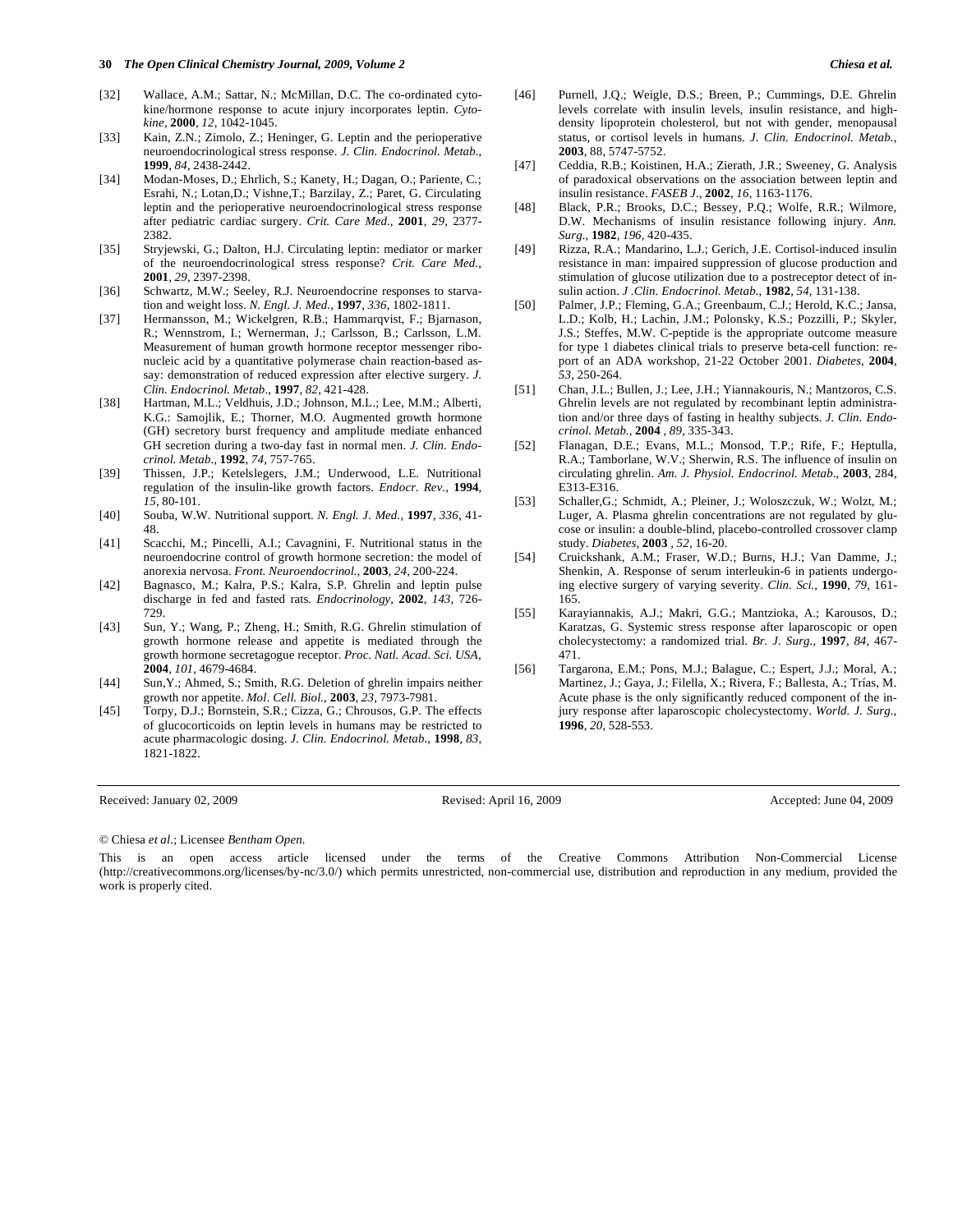[32] Wallace, A.M.; Sattar, N.; McMillan, D.C. The co-ordinated cytokine/hormone response to acute injury incorporates leptin. *Cytokine*, **2000**, *12*, 1042-1045.

[33] Kain, Z.N.; Zimolo, Z.; Heninger, G. Leptin and the perioperative neuroendocrinological stress response. *J. Clin. Endocrinol. Metab.*, **1999**, *84*, 2438-2442.

[34] Modan-Moses, D.; Ehrlich, S.; Kanety, H.; Dagan, O.; Pariente, C.; Esrahi, N.; Lotan,D.; Vishne,T.; Barzilay, Z.; Paret, G. Circulating leptin and the perioperative neuroendocrinological stress response after pediatric cardiac surgery. *Crit. Care Med.*, **2001**, *29*, 2377-2382.

[35] Stryjewski, G.; Dalton, H.J. Circulating leptin: mediator or marker of the neuroendocrinological stress response? *Crit. Care Med.*, **2001**, *29*, 2397-2398.

[36] Schwartz, M.W.; Seeley, R.J. Neuroendocrine responses to starvation and weight loss. *N. Engl. J. Med.*, **1997**, *336*, 1802-1811.

[37] Hermansson, M.; Wickelgren, R.B.; Hammarqvist, F.; Bjarnason, R.; Wennstrom, I.; Wernerman, J.; Carlsson, B.; Carlsson, L.M. Measurement of human growth hormone receptor messenger ribonucleic acid by a quantitative polymerase chain reaction-based assay: demonstration of reduced expression after elective surgery. *J. Clin. Endocrinol. Metab*., **1997**, *82*, 421-428.

[38] Hartman, M.L.; Veldhuis, J.D.; Johnson, M.L.; Lee, M.M.; Alberti, K.G.: Samojlik, E.; Thorner, M.O. Augmented growth hormone (GH) secretory burst frequency and amplitude mediate enhanced GH secretion during a two-day fast in normal men. *J. Clin. Endocrinol. Metab.*, **1992**, *74*, 757-765.

[39] Thissen, J.P.; Ketelslegers, J.M.; Underwood, L.E. Nutritional regulation of the insulin-like growth factors. *Endocr. Rev.*, **1994**, *15*, 80-101.

[40] Souba, W.W. Nutritional support. *N. Engl. J. Med.*, **1997**, *336*, 41-48.

[41] Scacchi, M.; Pincelli, A.I.; Cavagnini, F. Nutritional status in the neuroendocrine control of growth hormone secretion: the model of anorexia nervosa. *Front. Neuroendocrinol.*, **2003**, *24*, 200-224.

[42] Bagnasco, M.; Kalra, P.S.; Kalra, S.P. Ghrelin and leptin pulse discharge in fed and fasted rats. *Endocrinology*, **2002**, *143*, 726-729.

[43] Sun, Y.; Wang, P.; Zheng, H.; Smith, R.G. Ghrelin stimulation of growth hormone release and appetite is mediated through the growth hormone secretagogue receptor. *Proc. Natl. Acad. Sci. USA*, **2004**, *101*, 4679-4684.

[44] Sun,Y.; Ahmed, S.; Smith, R.G. Deletion of ghrelin impairs neither growth nor appetite. *Mol. Cell. Biol.*, **2003**, *23*, 7973-7981.

[45] Torpy, D.J.; Bornstein, S.R.; Cizza, G.; Chrousos, G.P. The effects of glucocorticoids on leptin levels in humans may be restricted to acute pharmacologic dosing. *J. Clin. Endocrinol. Metab.*, **1998**, *83*, 1821-1822.

[46] Purnell, J.Q.; Weigle, D.S.; Breen, P.; Cummings, D.E. Ghrelin levels correlate with insulin levels, insulin resistance, and high-density lipoprotein cholesterol, but not with gender, menopausal status, or cortisol levels in humans. *J. Clin. Endocrinol. Metab.*, **2003**, 88, 5747-5752.

[47] Ceddia, R.B.; Koistinen, H.A.; Zierath, J.R.; Sweeney, G. Analysis of paradoxical observations on the association between leptin and insulin resistance. *FASEB J*., **2002**, *16*, 1163-1176.

[48] Black, P.R.; Brooks, D.C.; Bessey, P.Q.; Wolfe, R.R.; Wilmore, D.W. Mechanisms of insulin resistance following injury. *Ann. Surg*., **1982**, *196*, 420-435.

[49] Rizza, R.A.; Mandarino, L.J.; Gerich, J.E. Cortisol-induced insulin resistance in man: impaired suppression of glucose production and stimulation of glucose utilization due to a postreceptor detect of insulin action. *J .Clin. Endocrinol. Metab*., **1982**, *54*, 131-138.

[50] Palmer, J.P.; Fleming, G.A.; Greenbaum, C.J.; Herold, K.C.; Jansa, L.D.; Kolb, H.; Lachin, J.M.; Polonsky, K.S.; Pozzilli, P.; Skyler, J.S.; Steffes, M.W. C-peptide is the appropriate outcome measure for type 1 diabetes clinical trials to preserve beta-cell function: report of an ADA workshop, 21-22 October 2001. *Diabetes*, **2004**, *53*, 250-264.

[51] Chan, J.L.; Bullen, J.; Lee, J.H.; Yiannakouris, N.; Mantzoros, C.S. Ghrelin levels are not regulated by recombinant leptin administration and/or three days of fasting in healthy subjects. *J. Clin. Endocrinol. Metab.*, **2004** , *89*, 335-343.

[52] Flanagan, D.E.; Evans, M.L.; Monsod, T.P.; Rife, F.; Heptulla, R.A.; Tamborlane, W.V.; Sherwin, R.S. The influence of insulin on circulating ghrelin. *Am. J. Physiol. Endocrinol. Metab*., **2003**, 284, E313-E316.

[53] Schaller,G.; Schmidt, A.; Pleiner, J.; Woloszczuk, W.; Wolzt, M.; Luger, A. Plasma ghrelin concentrations are not regulated by glucose or insulin: a double-blind, placebo-controlled crossover clamp study. *Diabetes*, **2003** , *52*, 16-20.

[54] Cruickshank, A.M.; Fraser, W.D.; Burns, H.J.; Van Damme, J.; Shenkin, A. Response of serum interleukin-6 in patients undergoing elective surgery of varying severity. *Clin. Sci.*, **1990**, *79*, 161-165.

[55] Karayiannakis, A.J.; Makri, G.G.; Mantzioka, A.; Karousos, D.; Karatzas, G. Systemic stress response after laparoscopic or open cholecystectomy: a randomized trial. *Br. J. Surg.*, **1997**, *84*, 467-471.

[56] Targarona, E.M.; Pons, M.J.; Balague, C.; Espert, J.J.; Moral, A.; Martinez, J.; Gaya, J.; Filella, X.; Rivera, F.; Ballesta, A.; Trías, M. Acute phase is the only significantly reduced component of the injury response after laparoscopic cholecystectomy. *World. J. Surg.*, **1996**, *20*, 528-553.

Received: January 02, 2009 Revised: April 16, 2009 Accepted: June 04, 2009

© Chiesa *et al.*; Licensee *Bentham Open.*

This is an open access article licensed under the terms of the Creative Commons Attribution Non-Commercial License (http://creativecommons.org/licenses/by-nc/3.0/) which permits unrestricted, non-commercial use, distribution and reproduction in any medium, provided the work is properly cited.